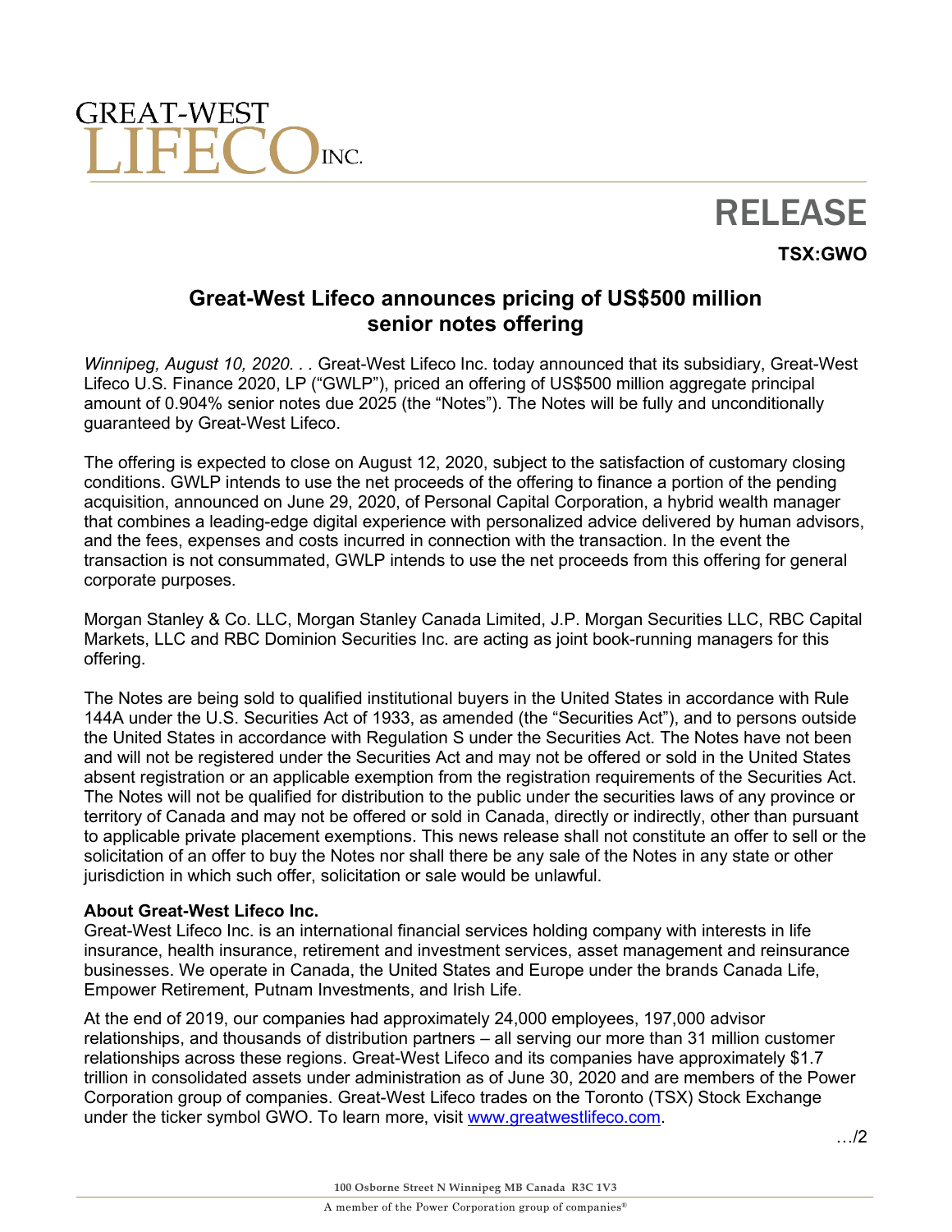GREAT-WEST LIFECO INC.

# RELEASE

**TSX:GWO**

## Great-West Lifeco announces pricing of US$500 million senior notes offering

*Winnipeg, August 10, 2020. . .* Great-West Lifeco Inc. today announced that its subsidiary, Great-West Lifeco U.S. Finance 2020, LP ("GWLP"), priced an offering of US$500 million aggregate principal amount of 0.904% senior notes due 2025 (the "Notes"). The Notes will be fully and unconditionally guaranteed by Great-West Lifeco.

The offering is expected to close on August 12, 2020, subject to the satisfaction of customary closing conditions. GWLP intends to use the net proceeds of the offering to finance a portion of the pending acquisition, announced on June 29, 2020, of Personal Capital Corporation, a hybrid wealth manager that combines a leading-edge digital experience with personalized advice delivered by human advisors, and the fees, expenses and costs incurred in connection with the transaction. In the event the transaction is not consummated, GWLP intends to use the net proceeds from this offering for general corporate purposes.

Morgan Stanley & Co. LLC, Morgan Stanley Canada Limited, J.P. Morgan Securities LLC, RBC Capital Markets, LLC and RBC Dominion Securities Inc. are acting as joint book-running managers for this offering.

The Notes are being sold to qualified institutional buyers in the United States in accordance with Rule 144A under the U.S. Securities Act of 1933, as amended (the "Securities Act"), and to persons outside the United States in accordance with Regulation S under the Securities Act. The Notes have not been and will not be registered under the Securities Act and may not be offered or sold in the United States absent registration or an applicable exemption from the registration requirements of the Securities Act. The Notes will not be qualified for distribution to the public under the securities laws of any province or territory of Canada and may not be offered or sold in Canada, directly or indirectly, other than pursuant to applicable private placement exemptions. This news release shall not constitute an offer to sell or the solicitation of an offer to buy the Notes nor shall there be any sale of the Notes in any state or other jurisdiction in which such offer, solicitation or sale would be unlawful.

**About Great-West Lifeco Inc.**

Great-West Lifeco Inc. is an international financial services holding company with interests in life insurance, health insurance, retirement and investment services, asset management and reinsurance businesses. We operate in Canada, the United States and Europe under the brands Canada Life, Empower Retirement, Putnam Investments, and Irish Life.

At the end of 2019, our companies had approximately 24,000 employees, 197,000 advisor relationships, and thousands of distribution partners – all serving our more than 31 million customer relationships across these regions. Great-West Lifeco and its companies have approximately $1.7 trillion in consolidated assets under administration as of June 30, 2020 and are members of the Power Corporation group of companies. Great-West Lifeco trades on the Toronto (TSX) Stock Exchange under the ticker symbol GWO. To learn more, visit www.greatwestlifeco.com.

…/2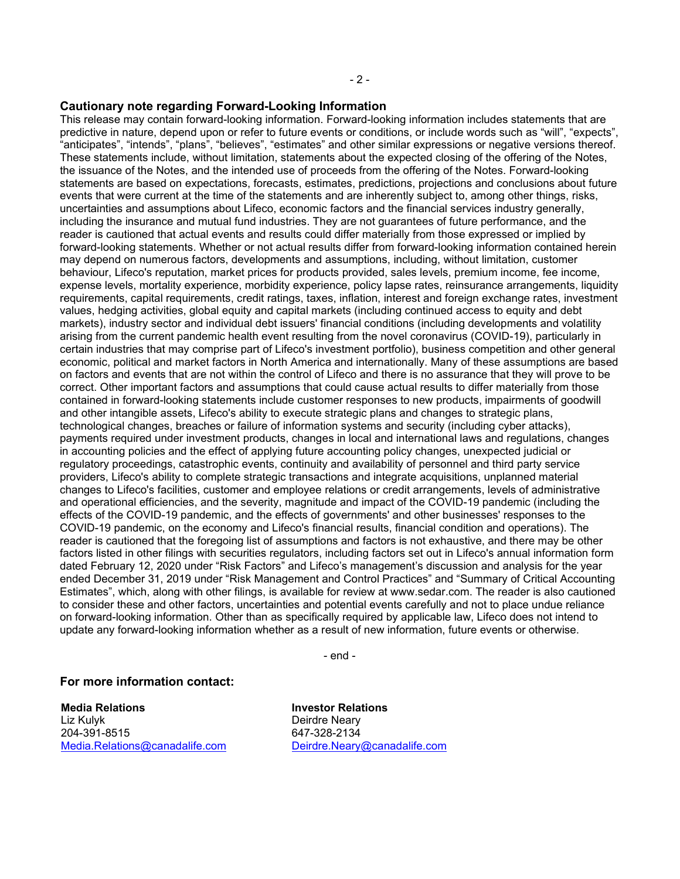## Cautionary note regarding Forward-Looking Information

This release may contain forward-looking information. Forward-looking information includes statements that are predictive in nature, depend upon or refer to future events or conditions, or include words such as "will", "expects", "anticipates", "intends", "plans", "believes", "estimates" and other similar expressions or negative versions thereof. These statements include, without limitation, statements about the expected closing of the offering of the Notes, the issuance of the Notes, and the intended use of proceeds from the offering of the Notes. Forward-looking statements are based on expectations, forecasts, estimates, predictions, projections and conclusions about future events that were current at the time of the statements and are inherently subject to, among other things, risks, uncertainties and assumptions about Lifeco, economic factors and the financial services industry generally, including the insurance and mutual fund industries. They are not guarantees of future performance, and the reader is cautioned that actual events and results could differ materially from those expressed or implied by forward-looking statements. Whether or not actual results differ from forward-looking information contained herein may depend on numerous factors, developments and assumptions, including, without limitation, customer behaviour, Lifeco's reputation, market prices for products provided, sales levels, premium income, fee income, expense levels, mortality experience, morbidity experience, policy lapse rates, reinsurance arrangements, liquidity requirements, capital requirements, credit ratings, taxes, inflation, interest and foreign exchange rates, investment values, hedging activities, global equity and capital markets (including continued access to equity and debt markets), industry sector and individual debt issuers' financial conditions (including developments and volatility arising from the current pandemic health event resulting from the novel coronavirus (COVID-19), particularly in certain industries that may comprise part of Lifeco's investment portfolio), business competition and other general economic, political and market factors in North America and internationally. Many of these assumptions are based on factors and events that are not within the control of Lifeco and there is no assurance that they will prove to be correct. Other important factors and assumptions that could cause actual results to differ materially from those contained in forward-looking statements include customer responses to new products, impairments of goodwill and other intangible assets, Lifeco's ability to execute strategic plans and changes to strategic plans, technological changes, breaches or failure of information systems and security (including cyber attacks), payments required under investment products, changes in local and international laws and regulations, changes in accounting policies and the effect of applying future accounting policy changes, unexpected judicial or regulatory proceedings, catastrophic events, continuity and availability of personnel and third party service providers, Lifeco's ability to complete strategic transactions and integrate acquisitions, unplanned material changes to Lifeco's facilities, customer and employee relations or credit arrangements, levels of administrative and operational efficiencies, and the severity, magnitude and impact of the COVID-19 pandemic (including the effects of the COVID-19 pandemic, and the effects of governments' and other businesses' responses to the COVID-19 pandemic, on the economy and Lifeco's financial results, financial condition and operations). The reader is cautioned that the foregoing list of assumptions and factors is not exhaustive, and there may be other factors listed in other filings with securities regulators, including factors set out in Lifeco's annual information form dated February 12, 2020 under "Risk Factors" and Lifeco's management's discussion and analysis for the year ended December 31, 2019 under "Risk Management and Control Practices" and "Summary of Critical Accounting Estimates", which, along with other filings, is available for review at www.sedar.com. The reader is also cautioned to consider these and other factors, uncertainties and potential events carefully and not to place undue reliance on forward-looking information. Other than as specifically required by applicable law, Lifeco does not intend to update any forward-looking information whether as a result of new information, future events or otherwise.

- end -

## For more information contact:

**Media Relations**
Liz Kulyk
204-391-8515
Media.Relations@canadalife.com

**Investor Relations**
Deirdre Neary
647-328-2134
Deirdre.Neary@canadalife.com